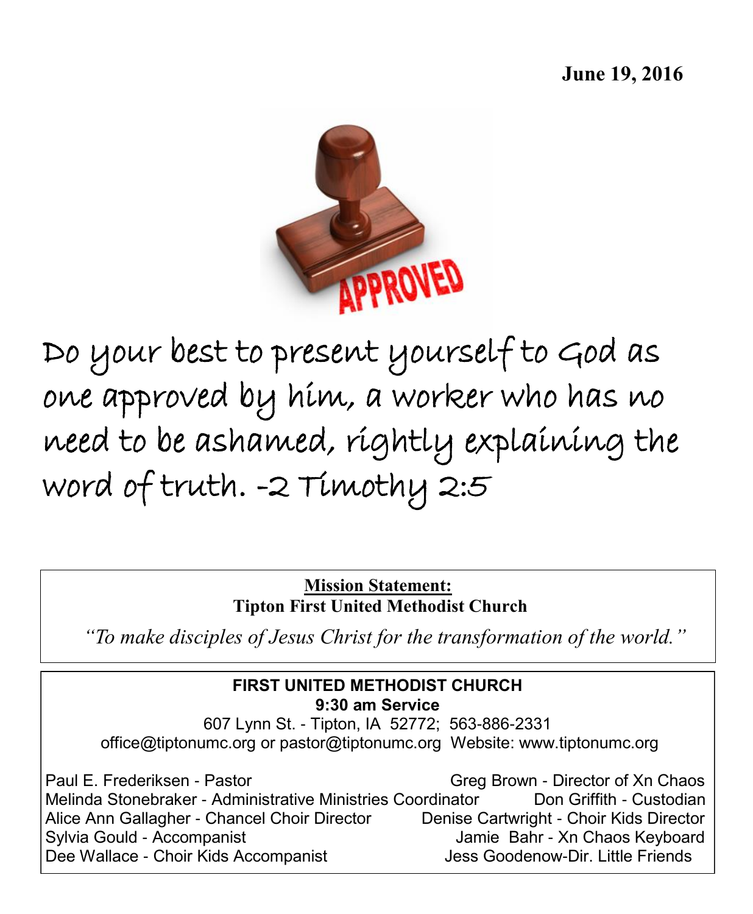**June 19, 2016**

Do your best to present yourself to God as one approved by him, a worker who has no need to be ashamed, rightly explaining the word of truth. -2 Timothy 2:5

**Mission Statement:**
**Tipton First United Methodist Church**

*"To make disciples of Jesus Christ for the transformation of the world."*

**FIRST UNITED METHODIST CHURCH**
**9:30 am Service**
607 Lynn St. - Tipton, IA 52772; 563-886-2331
office@tiptonumc.org or pastor@tiptonumc.org Website: www.tiptonumc.org

Paul E. Frederiksen - Pastor
Melinda Stonebraker - Administrative Ministries Coordinator
Alice Ann Gallagher - Chancel Choir Director
Sylvia Gould - Accompanist
Dee Wallace - Choir Kids Accompanist
Greg Brown - Director of Xn Chaos
Don Griffith - Custodian
Denise Cartwright - Choir Kids Director
Jamie Bahr - Xn Chaos Keyboard
Jess Goodenow-Dir. Little Friends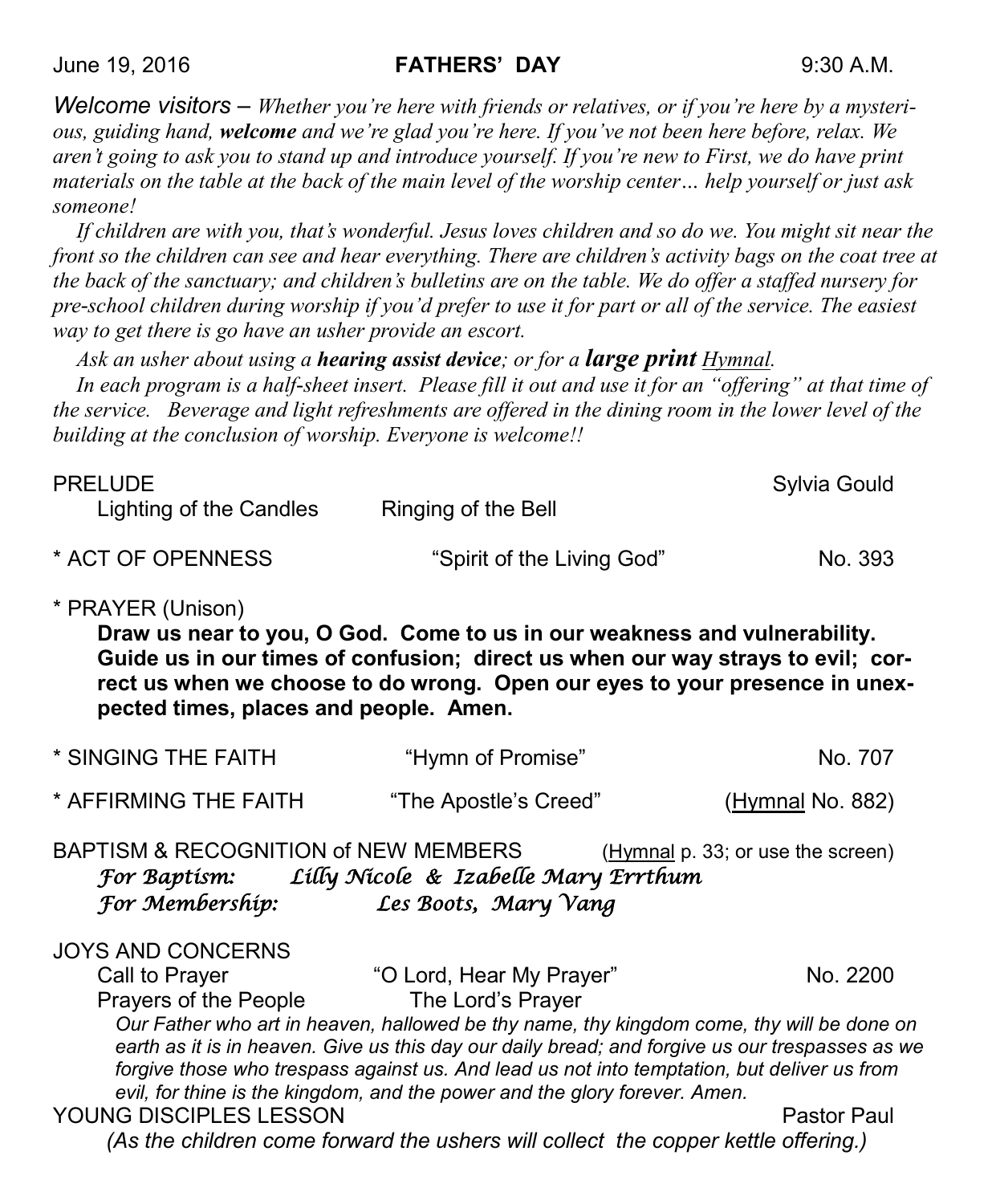June 19, 2016 **FATHERS' DAY** 9:30 A.M.

*Welcome visitors – Whether you're here with friends or relatives, or if you're here by a mysterious, guiding hand, **welcome** and we're glad you're here. If you've not been here before, relax. We aren't going to ask you to stand up and introduce yourself. If you're new to First, we do have print materials on the table at the back of the main level of the worship center… help yourself or just ask someone!*

*If children are with you, that's wonderful. Jesus loves children and so do we. You might sit near the front so the children can see and hear everything. There are children's activity bags on the coat tree at the back of the sanctuary; and children's bulletins are on the table. We do offer a staffed nursery for pre-school children during worship if you'd prefer to use it for part or all of the service. The easiest way to get there is go have an usher provide an escort.*

*Ask an usher about using a **hearing assist device**; or for a **large print** Hymnal.*

*In each program is a half-sheet insert. Please fill it out and use it for an "offering" at that time of the service. Beverage and light refreshments are offered in the dining room in the lower level of the building at the conclusion of worship. Everyone is welcome!!*

PRELUDE — Sylvia Gould

Lighting of the Candles — Ringing of the Bell

\* ACT OF OPENNESS — "Spirit of the Living God" — No. 393

\* PRAYER (Unison)

**Draw us near to you, O God. Come to us in our weakness and vulnerability. Guide us in our times of confusion; direct us when our way strays to evil; correct us when we choose to do wrong. Open our eyes to your presence in unexpected times, places and people. Amen.**

\* SINGING THE FAITH — "Hymn of Promise" — No. 707

\* AFFIRMING THE FAITH — "The Apostle's Creed" — (Hymnal No. 882)

BAPTISM & RECOGNITION of NEW MEMBERS — (Hymnal p. 33; or use the screen)

*For Baptism: Lilly Nicole & Izabelle Mary Errthum*

*For Membership: Les Boots, Mary Vang*

JOYS AND CONCERNS

Call to Prayer — "O Lord, Hear My Prayer" — No. 2200

Prayers of the People — The Lord's Prayer

*Our Father who art in heaven, hallowed be thy name, thy kingdom come, thy will be done on earth as it is in heaven. Give us this day our daily bread; and forgive us our trespasses as we forgive those who trespass against us. And lead us not into temptation, but deliver us from evil, for thine is the kingdom, and the power and the glory forever. Amen.*

YOUNG DISCIPLES LESSON — Pastor Paul

*(As the children come forward the ushers will collect the copper kettle offering.)*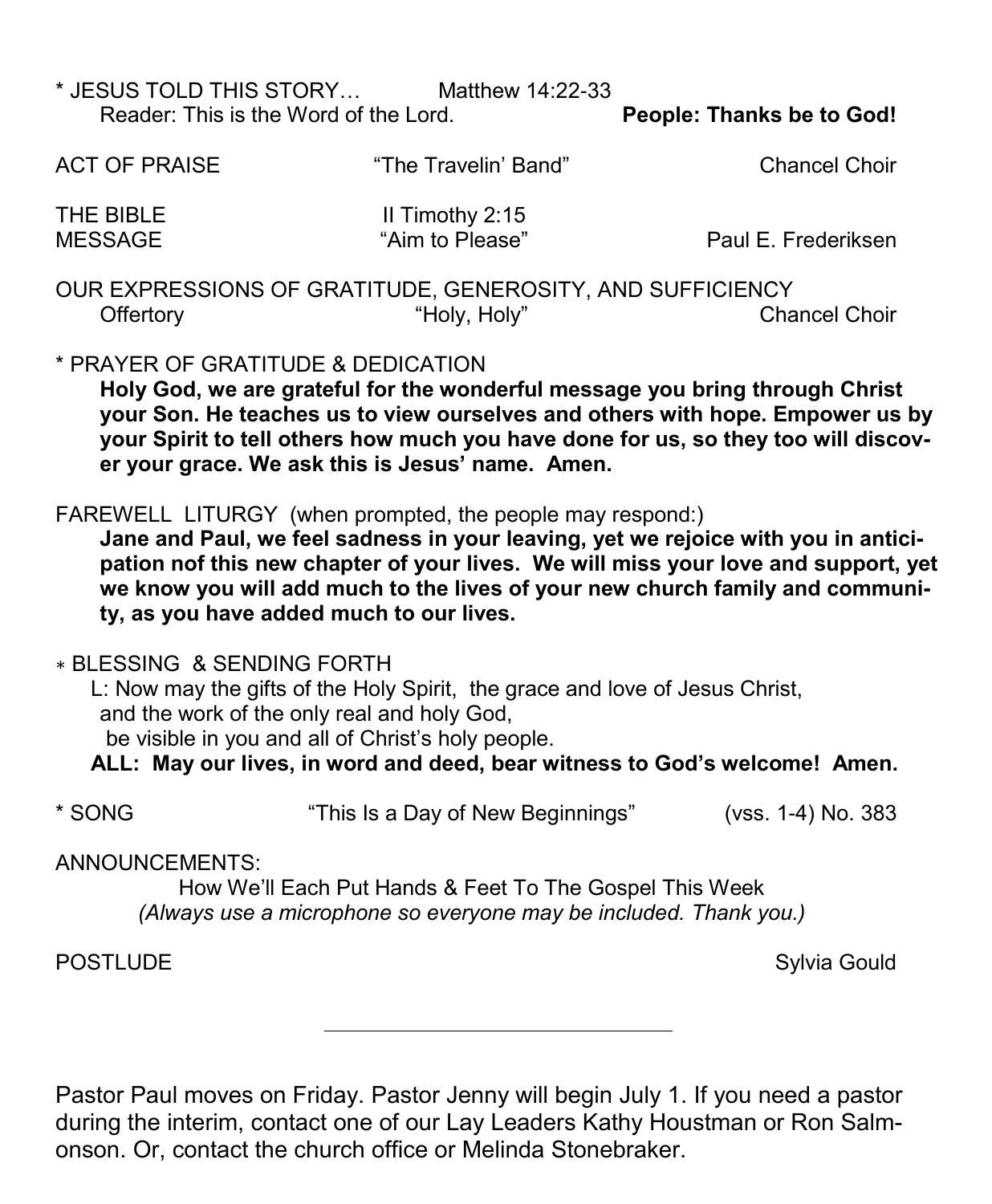* JESUS TOLD THIS STORY… Matthew 14:22-33

Reader: This is the Word of the Lord. **People: Thanks be to God!**

ACT OF PRAISE "The Travelin' Band" Chancel Choir

THE BIBLE II Timothy 2:15

MESSAGE "Aim to Please" Paul E. Frederiksen

OUR EXPRESSIONS OF GRATITUDE, GENEROSITY, AND SUFFICIENCY

Offertory "Holy, Holy" Chancel Choir

* PRAYER OF GRATITUDE & DEDICATION

**Holy God, we are grateful for the wonderful message you bring through Christ your Son. He teaches us to view ourselves and others with hope. Empower us by your Spirit to tell others how much you have done for us, so they too will discover your grace. We ask this is Jesus' name. Amen.**

FAREWELL LITURGY (when prompted, the people may respond:)

**Jane and Paul, we feel sadness in your leaving, yet we rejoice with you in anticipation nof this new chapter of your lives. We will miss your love and support, yet we know you will add much to the lives of your new church family and community, as you have added much to our lives.**

* BLESSING & SENDING FORTH

L: Now may the gifts of the Holy Spirit, the grace and love of Jesus Christ,
and the work of the only real and holy God,
be visible in you and all of Christ's holy people.

**ALL: May our lives, in word and deed, bear witness to God's welcome! Amen.**

* SONG "This Is a Day of New Beginnings" (vss. 1-4) No. 383

ANNOUNCEMENTS:

How We'll Each Put Hands & Feet To The Gospel This Week

*(Always use a microphone so everyone may be included. Thank you.)*

POSTLUDE Sylvia Gould

---

Pastor Paul moves on Friday. Pastor Jenny will begin July 1. If you need a pastor during the interim, contact one of our Lay Leaders Kathy Houstman or Ron Salmonson. Or, contact the church office or Melinda Stonebraker.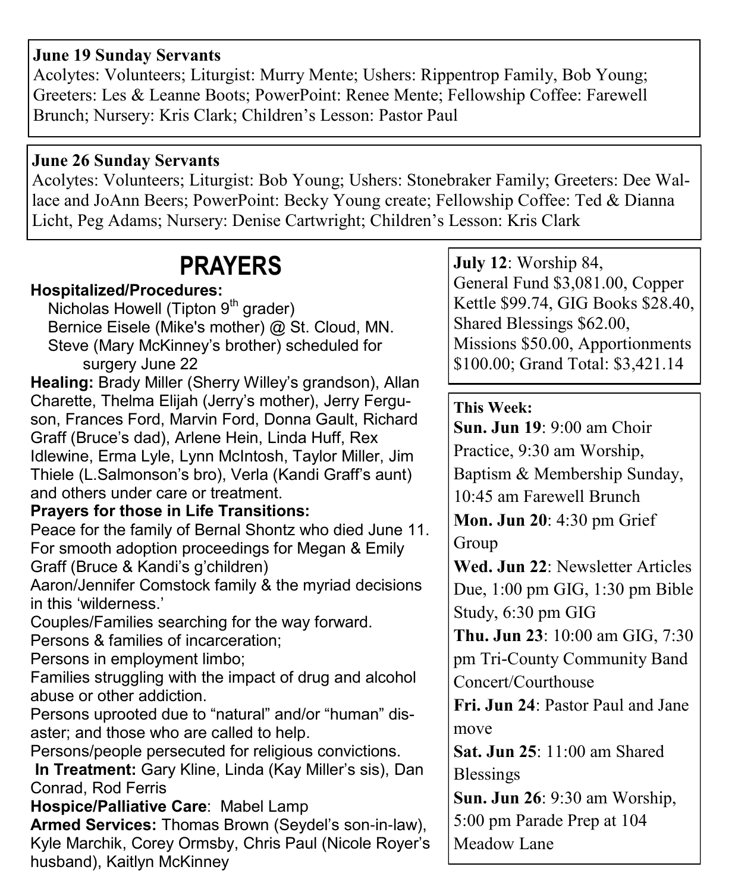**June 19 Sunday Servants**
Acolytes: Volunteers; Liturgist: Murry Mente; Ushers: Rippentrop Family, Bob Young; Greeters: Les & Leanne Boots; PowerPoint: Renee Mente; Fellowship Coffee: Farewell Brunch; Nursery: Kris Clark; Children's Lesson: Pastor Paul

**June 26 Sunday Servants**
Acolytes: Volunteers; Liturgist: Bob Young; Ushers: Stonebraker Family; Greeters: Dee Wallace and JoAnn Beers; PowerPoint: Becky Young create; Fellowship Coffee: Ted & Dianna Licht, Peg Adams; Nursery: Denise Cartwright; Children's Lesson: Kris Clark

# PRAYERS

**Hospitalized/Procedures:**
Nicholas Howell (Tipton 9th grader)
Bernice Eisele (Mike's mother) @ St. Cloud, MN.
Steve (Mary McKinney's brother) scheduled for surgery June 22

**Healing:** Brady Miller (Sherry Willey's grandson), Allan Charette, Thelma Elijah (Jerry's mother), Jerry Ferguson, Frances Ford, Marvin Ford, Donna Gault, Richard Graff (Bruce's dad), Arlene Hein, Linda Huff, Rex Idlewine, Erma Lyle, Lynn McIntosh, Taylor Miller, Jim Thiele (L.Salmonson's bro), Verla (Kandi Graff's aunt) and others under care or treatment.

**Prayers for those in Life Transitions:**
Peace for the family of Bernal Shontz who died June 11.
For smooth adoption proceedings for Megan & Emily Graff (Bruce & Kandi's g'children)
Aaron/Jennifer Comstock family & the myriad decisions in this 'wilderness.'
Couples/Families searching for the way forward.
Persons & families of incarceration;
Persons in employment limbo;
Families struggling with the impact of drug and alcohol abuse or other addiction.
Persons uprooted due to "natural" and/or "human" disaster; and those who are called to help.
Persons/people persecuted for religious convictions.

**In Treatment:** Gary Kline, Linda (Kay Miller's sis), Dan Conrad, Rod Ferris

**Hospice/Palliative Care**: Mabel Lamp

**Armed Services:** Thomas Brown (Seydel's son-in-law), Kyle Marchik, Corey Ormsby, Chris Paul (Nicole Royer's husband), Kaitlyn McKinney

**July 12**: Worship 84,
General Fund $3,081.00, Copper Kettle $99.74, GIG Books $28.40, Shared Blessings $62.00, Missions $50.00, Apportionments $100.00; Grand Total: $3,421.14

**This Week:**
**Sun. Jun 19**: 9:00 am Choir Practice, 9:30 am Worship, Baptism & Membership Sunday, 10:45 am Farewell Brunch
**Mon. Jun 20**: 4:30 pm Grief Group
**Wed. Jun 22**: Newsletter Articles Due, 1:00 pm GIG, 1:30 pm Bible Study, 6:30 pm GIG
**Thu. Jun 23**: 10:00 am GIG, 7:30 pm Tri-County Community Band Concert/Courthouse
**Fri. Jun 24**: Pastor Paul and Jane move
**Sat. Jun 25**: 11:00 am Shared Blessings
**Sun. Jun 26**: 9:30 am Worship, 5:00 pm Parade Prep at 104 Meadow Lane